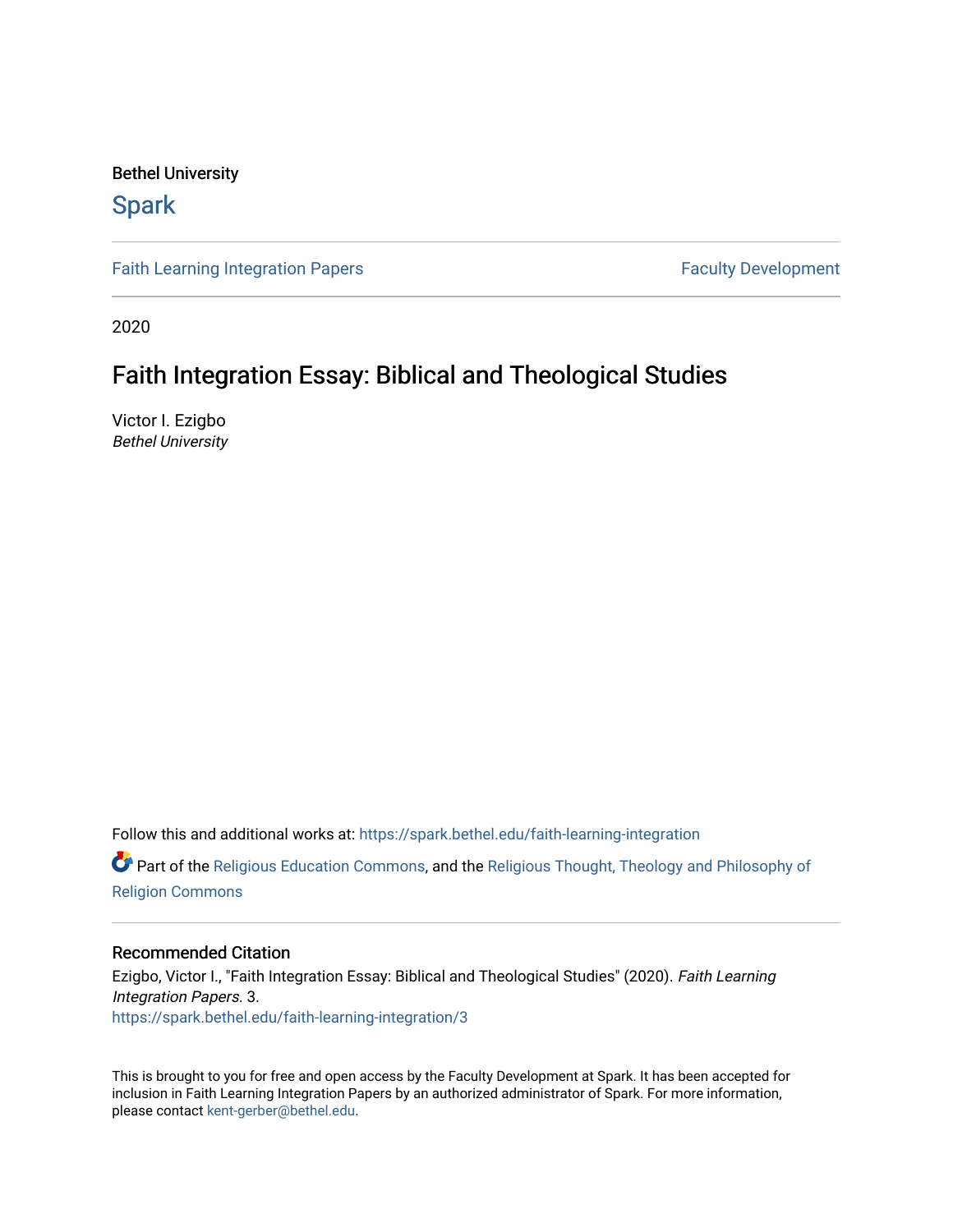Bethel University

Spark

Faith Learning Integration Papers

Faculty Development

2020

# Faith Integration Essay: Biblical and Theological Studies

Victor I. Ezigbo
*Bethel University*

Follow this and additional works at: https://spark.bethel.edu/faith-learning-integration

Part of the Religious Education Commons, and the Religious Thought, Theology and Philosophy of Religion Commons

## Recommended Citation

Ezigbo, Victor I., "Faith Integration Essay: Biblical and Theological Studies" (2020). *Faith Learning Integration Papers*. 3.
https://spark.bethel.edu/faith-learning-integration/3

This is brought to you for free and open access by the Faculty Development at Spark. It has been accepted for inclusion in Faith Learning Integration Papers by an authorized administrator of Spark. For more information, please contact kent-gerber@bethel.edu.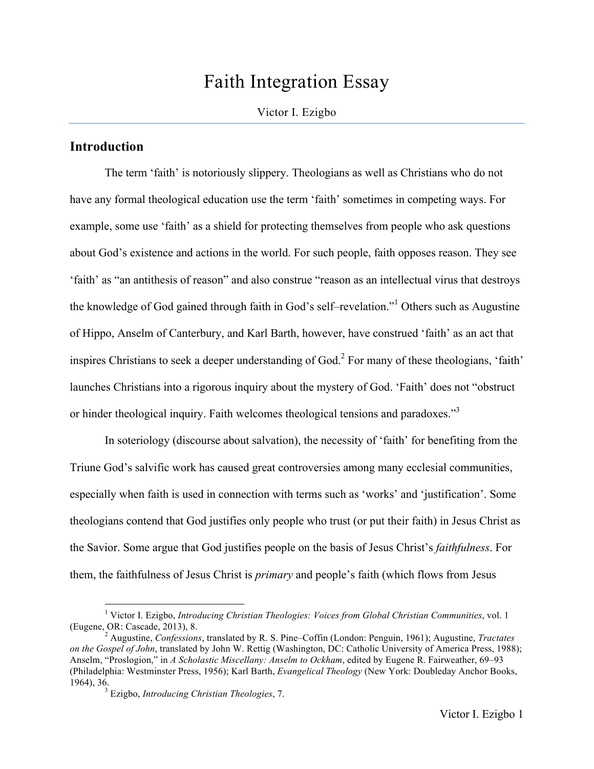# Faith Integration Essay

Victor I. Ezigbo

## Introduction

The term ‘faith’ is notoriously slippery. Theologians as well as Christians who do not have any formal theological education use the term ‘faith’ sometimes in competing ways. For example, some use ‘faith’ as a shield for protecting themselves from people who ask questions about God’s existence and actions in the world. For such people, faith opposes reason. They see ‘faith’ as “an antithesis of reason” and also construe “reason as an intellectual virus that destroys the knowledge of God gained through faith in God’s self–revelation.”[1] Others such as Augustine of Hippo, Anselm of Canterbury, and Karl Barth, however, have construed ‘faith’ as an act that inspires Christians to seek a deeper understanding of God.[2] For many of these theologians, ‘faith’ launches Christians into a rigorous inquiry about the mystery of God. ‘Faith’ does not “obstruct or hinder theological inquiry. Faith welcomes theological tensions and paradoxes.”[3]

In soteriology (discourse about salvation), the necessity of ‘faith’ for benefiting from the Triune God’s salvific work has caused great controversies among many ecclesial communities, especially when faith is used in connection with terms such as ‘works’ and ‘justification’. Some theologians contend that God justifies only people who trust (or put their faith) in Jesus Christ as the Savior. Some argue that God justifies people on the basis of Jesus Christ’s *faithfulness*. For them, the faithfulness of Jesus Christ is *primary* and people’s faith (which flows from Jesus

---

[1] Victor I. Ezigbo, *Introducing Christian Theologies: Voices from Global Christian Communities*, vol. 1 (Eugene, OR: Cascade, 2013), 8.

[2] Augustine, *Confessions*, translated by R. S. Pine–Coffin (London: Penguin, 1961); Augustine, *Tractates on the Gospel of John*, translated by John W. Rettig (Washington, DC: Catholic University of America Press, 1988); Anselm, “Proslogion,” in *A Scholastic Miscellany: Anselm to Ockham*, edited by Eugene R. Fairweather, 69–93 (Philadelphia: Westminster Press, 1956); Karl Barth, *Evangelical Theology* (New York: Doubleday Anchor Books, 1964), 36.

[3] Ezigbo, *Introducing Christian Theologies*, 7.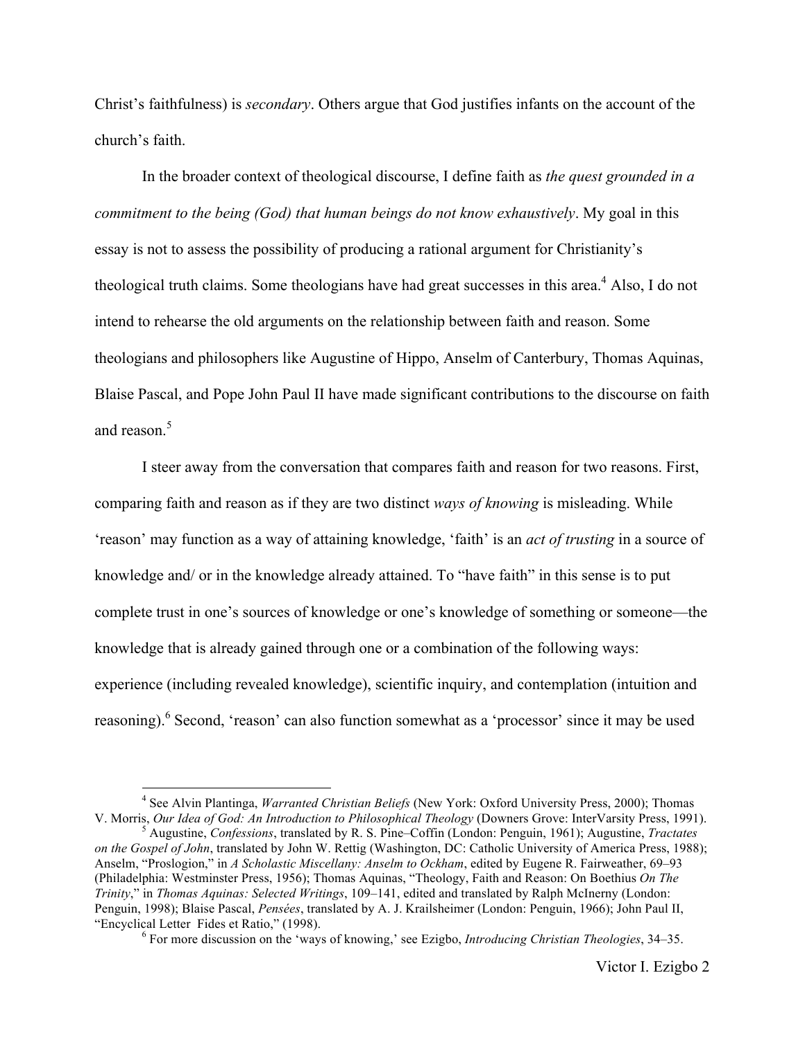Christ's faithfulness) is *secondary*. Others argue that God justifies infants on the account of the church's faith.

In the broader context of theological discourse, I define faith as *the quest grounded in a commitment to the being (God) that human beings do not know exhaustively*. My goal in this essay is not to assess the possibility of producing a rational argument for Christianity's theological truth claims. Some theologians have had great successes in this area.[4] Also, I do not intend to rehearse the old arguments on the relationship between faith and reason. Some theologians and philosophers like Augustine of Hippo, Anselm of Canterbury, Thomas Aquinas, Blaise Pascal, and Pope John Paul II have made significant contributions to the discourse on faith and reason.[5]

I steer away from the conversation that compares faith and reason for two reasons. First, comparing faith and reason as if they are two distinct *ways of knowing* is misleading. While 'reason' may function as a way of attaining knowledge, 'faith' is an *act of trusting* in a source of knowledge and/ or in the knowledge already attained. To "have faith" in this sense is to put complete trust in one's sources of knowledge or one's knowledge of something or someone—the knowledge that is already gained through one or a combination of the following ways: experience (including revealed knowledge), scientific inquiry, and contemplation (intuition and reasoning).[6] Second, 'reason' can also function somewhat as a 'processor' since it may be used

---

[4] See Alvin Plantinga, *Warranted Christian Beliefs* (New York: Oxford University Press, 2000); Thomas V. Morris, *Our Idea of God: An Introduction to Philosophical Theology* (Downers Grove: InterVarsity Press, 1991).

[5] Augustine, *Confessions*, translated by R. S. Pine–Coffin (London: Penguin, 1961); Augustine, *Tractates on the Gospel of John*, translated by John W. Rettig (Washington, DC: Catholic University of America Press, 1988); Anselm, "Proslogion," in *A Scholastic Miscellany: Anselm to Ockham*, edited by Eugene R. Fairweather, 69–93 (Philadelphia: Westminster Press, 1956); Thomas Aquinas, "Theology, Faith and Reason: On Boethius *On The Trinity*," in *Thomas Aquinas: Selected Writings*, 109–141, edited and translated by Ralph McInerny (London: Penguin, 1998); Blaise Pascal, *Pensées*, translated by A. J. Krailsheimer (London: Penguin, 1966); John Paul II, "Encyclical Letter Fides et Ratio," (1998).

[6] For more discussion on the 'ways of knowing,' see Ezigbo, *Introducing Christian Theologies*, 34–35.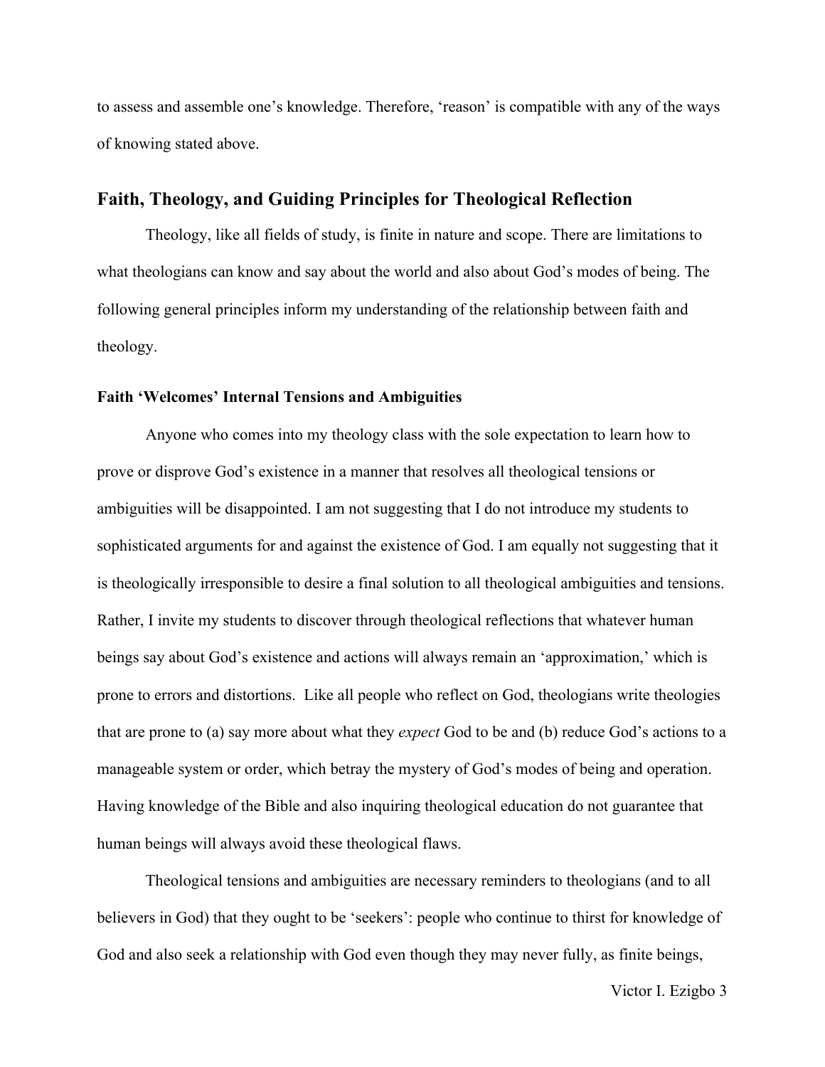to assess and assemble one's knowledge. Therefore, 'reason' is compatible with any of the ways of knowing stated above.

## Faith, Theology, and Guiding Principles for Theological Reflection

Theology, like all fields of study, is finite in nature and scope. There are limitations to what theologians can know and say about the world and also about God's modes of being. The following general principles inform my understanding of the relationship between faith and theology.

### Faith 'Welcomes' Internal Tensions and Ambiguities

Anyone who comes into my theology class with the sole expectation to learn how to prove or disprove God's existence in a manner that resolves all theological tensions or ambiguities will be disappointed. I am not suggesting that I do not introduce my students to sophisticated arguments for and against the existence of God. I am equally not suggesting that it is theologically irresponsible to desire a final solution to all theological ambiguities and tensions. Rather, I invite my students to discover through theological reflections that whatever human beings say about God's existence and actions will always remain an 'approximation,' which is prone to errors and distortions. Like all people who reflect on God, theologians write theologies that are prone to (a) say more about what they *expect* God to be and (b) reduce God's actions to a manageable system or order, which betray the mystery of God's modes of being and operation. Having knowledge of the Bible and also inquiring theological education do not guarantee that human beings will always avoid these theological flaws.

Theological tensions and ambiguities are necessary reminders to theologians (and to all believers in God) that they ought to be 'seekers': people who continue to thirst for knowledge of God and also seek a relationship with God even though they may never fully, as finite beings,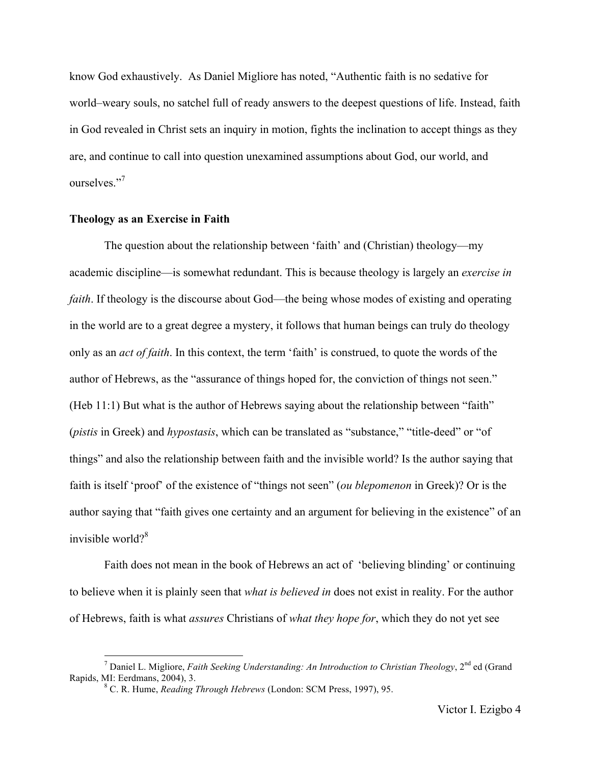know God exhaustively. As Daniel Migliore has noted, "Authentic faith is no sedative for world–weary souls, no satchel full of ready answers to the deepest questions of life. Instead, faith in God revealed in Christ sets an inquiry in motion, fights the inclination to accept things as they are, and continue to call into question unexamined assumptions about God, our world, and ourselves."[7]

**Theology as an Exercise in Faith**

The question about the relationship between 'faith' and (Christian) theology—my academic discipline—is somewhat redundant. This is because theology is largely an *exercise in faith*. If theology is the discourse about God—the being whose modes of existing and operating in the world are to a great degree a mystery, it follows that human beings can truly do theology only as an *act of faith*. In this context, the term 'faith' is construed, to quote the words of the author of Hebrews, as the "assurance of things hoped for, the conviction of things not seen." (Heb 11:1) But what is the author of Hebrews saying about the relationship between "faith" (*pistis* in Greek) and *hypostasis*, which can be translated as "substance," "title-deed" or "of things" and also the relationship between faith and the invisible world? Is the author saying that faith is itself 'proof' of the existence of "things not seen" (*ou blepomenon* in Greek)? Or is the author saying that "faith gives one certainty and an argument for believing in the existence" of an invisible world?[8]

Faith does not mean in the book of Hebrews an act of 'believing blinding' or continuing to believe when it is plainly seen that *what is believed in* does not exist in reality. For the author of Hebrews, faith is what *assures* Christians of *what they hope for*, which they do not yet see

---

[7] Daniel L. Migliore, *Faith Seeking Understanding: An Introduction to Christian Theology*, 2nd ed (Grand Rapids, MI: Eerdmans, 2004), 3.

[8] C. R. Hume, *Reading Through Hebrews* (London: SCM Press, 1997), 95.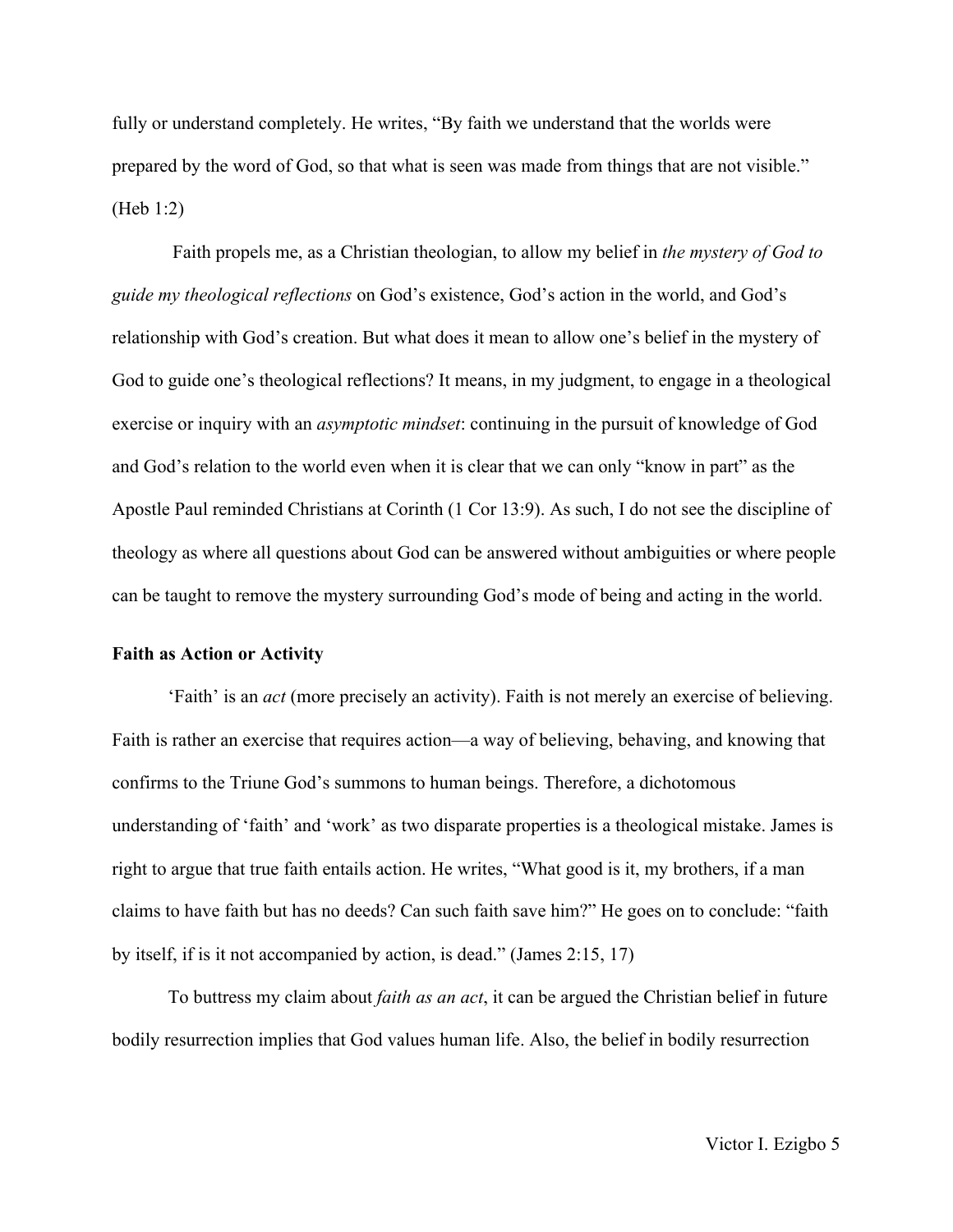fully or understand completely. He writes, "By faith we understand that the worlds were prepared by the word of God, so that what is seen was made from things that are not visible." (Heb 1:2)

Faith propels me, as a Christian theologian, to allow my belief in *the mystery of God to guide my theological reflections* on God's existence, God's action in the world, and God's relationship with God's creation. But what does it mean to allow one's belief in the mystery of God to guide one's theological reflections? It means, in my judgment, to engage in a theological exercise or inquiry with an *asymptotic mindset*: continuing in the pursuit of knowledge of God and God's relation to the world even when it is clear that we can only "know in part" as the Apostle Paul reminded Christians at Corinth (1 Cor 13:9). As such, I do not see the discipline of theology as where all questions about God can be answered without ambiguities or where people can be taught to remove the mystery surrounding God's mode of being and acting in the world.

**Faith as Action or Activity**

'Faith' is an *act* (more precisely an activity). Faith is not merely an exercise of believing. Faith is rather an exercise that requires action—a way of believing, behaving, and knowing that confirms to the Triune God's summons to human beings. Therefore, a dichotomous understanding of 'faith' and 'work' as two disparate properties is a theological mistake. James is right to argue that true faith entails action. He writes, "What good is it, my brothers, if a man claims to have faith but has no deeds? Can such faith save him?" He goes on to conclude: "faith by itself, if is it not accompanied by action, is dead." (James 2:15, 17)

To buttress my claim about *faith as an act*, it can be argued the Christian belief in future bodily resurrection implies that God values human life. Also, the belief in bodily resurrection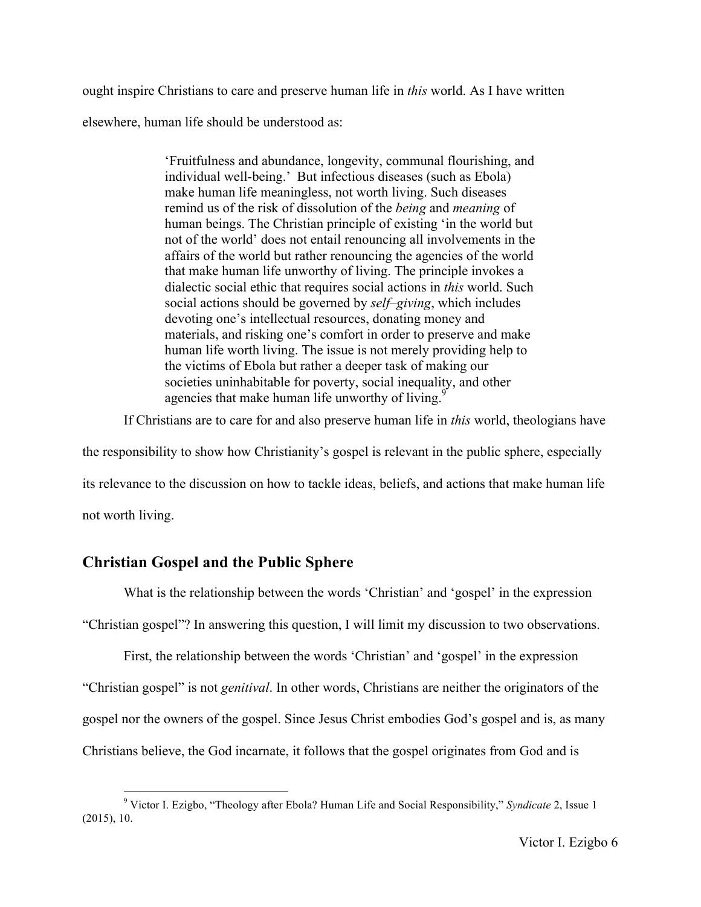ought inspire Christians to care and preserve human life in *this* world. As I have written elsewhere, human life should be understood as:

> 'Fruitfulness and abundance, longevity, communal flourishing, and individual well-being.' But infectious diseases (such as Ebola) make human life meaningless, not worth living. Such diseases remind us of the risk of dissolution of the *being* and *meaning* of human beings. The Christian principle of existing 'in the world but not of the world' does not entail renouncing all involvements in the affairs of the world but rather renouncing the agencies of the world that make human life unworthy of living. The principle invokes a dialectic social ethic that requires social actions in *this* world. Such social actions should be governed by *self–giving*, which includes devoting one's intellectual resources, donating money and materials, and risking one's comfort in order to preserve and make human life worth living. The issue is not merely providing help to the victims of Ebola but rather a deeper task of making our societies uninhabitable for poverty, social inequality, and other agencies that make human life unworthy of living.[9]

If Christians are to care for and also preserve human life in *this* world, theologians have the responsibility to show how Christianity's gospel is relevant in the public sphere, especially its relevance to the discussion on how to tackle ideas, beliefs, and actions that make human life not worth living.

## Christian Gospel and the Public Sphere

What is the relationship between the words 'Christian' and 'gospel' in the expression "Christian gospel"? In answering this question, I will limit my discussion to two observations.

First, the relationship between the words 'Christian' and 'gospel' in the expression "Christian gospel" is not *genitival*. In other words, Christians are neither the originators of the gospel nor the owners of the gospel. Since Jesus Christ embodies God's gospel and is, as many Christians believe, the God incarnate, it follows that the gospel originates from God and is

[9] Victor I. Ezigbo, "Theology after Ebola? Human Life and Social Responsibility," *Syndicate* 2, Issue 1 (2015), 10.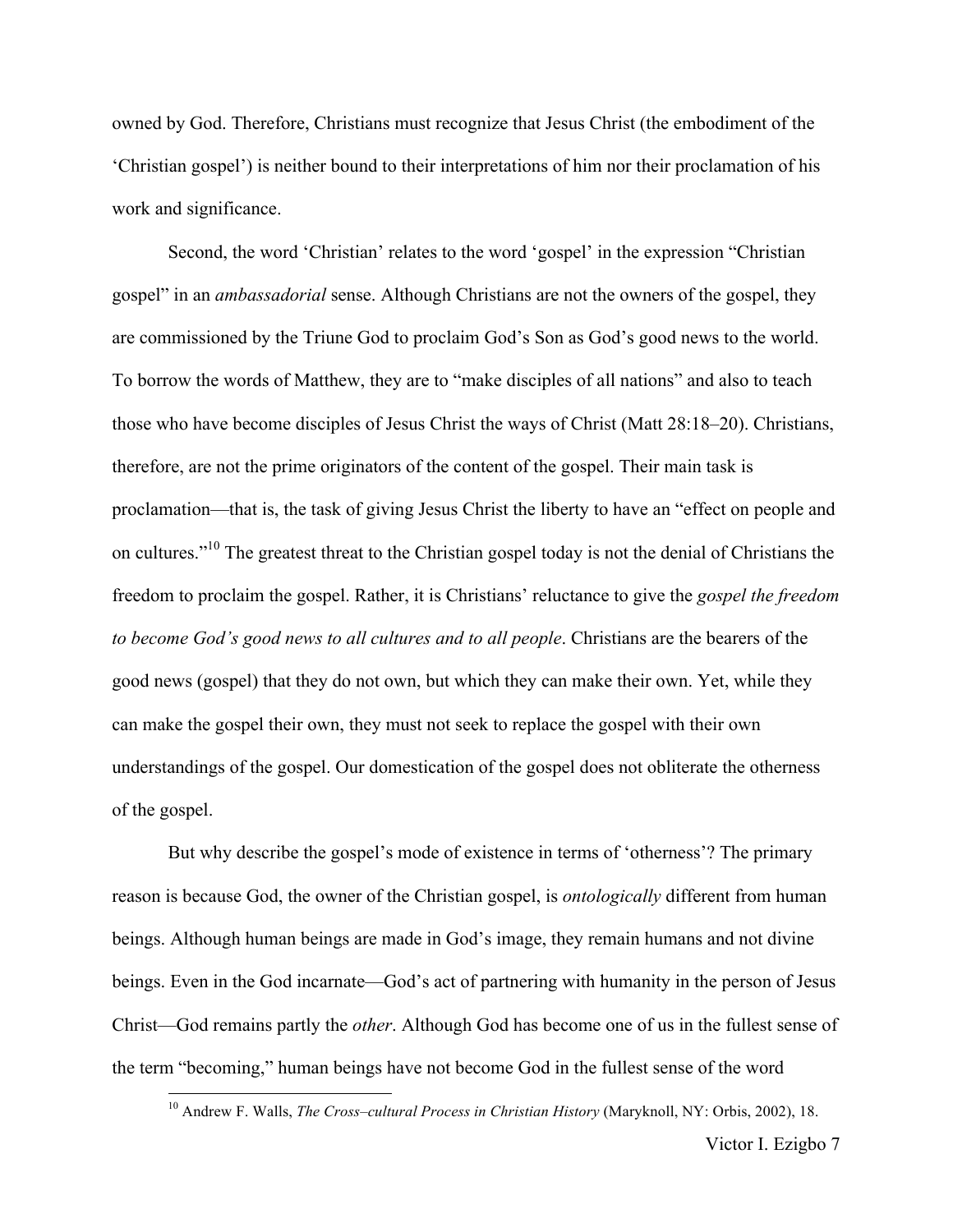owned by God. Therefore, Christians must recognize that Jesus Christ (the embodiment of the 'Christian gospel') is neither bound to their interpretations of him nor their proclamation of his work and significance.

Second, the word 'Christian' relates to the word 'gospel' in the expression "Christian gospel" in an *ambassadorial* sense. Although Christians are not the owners of the gospel, they are commissioned by the Triune God to proclaim God's Son as God's good news to the world. To borrow the words of Matthew, they are to "make disciples of all nations" and also to teach those who have become disciples of Jesus Christ the ways of Christ (Matt 28:18–20). Christians, therefore, are not the prime originators of the content of the gospel. Their main task is proclamation—that is, the task of giving Jesus Christ the liberty to have an "effect on people and on cultures."[10] The greatest threat to the Christian gospel today is not the denial of Christians the freedom to proclaim the gospel. Rather, it is Christians' reluctance to give the *gospel the freedom to become God's good news to all cultures and to all people*. Christians are the bearers of the good news (gospel) that they do not own, but which they can make their own. Yet, while they can make the gospel their own, they must not seek to replace the gospel with their own understandings of the gospel. Our domestication of the gospel does not obliterate the otherness of the gospel.

But why describe the gospel's mode of existence in terms of 'otherness'? The primary reason is because God, the owner of the Christian gospel, is *ontologically* different from human beings. Although human beings are made in God's image, they remain humans and not divine beings. Even in the God incarnate—God's act of partnering with humanity in the person of Jesus Christ—God remains partly the *other*. Although God has become one of us in the fullest sense of the term "becoming," human beings have not become God in the fullest sense of the word

[10] Andrew F. Walls, *The Cross–cultural Process in Christian History* (Maryknoll, NY: Orbis, 2002), 18.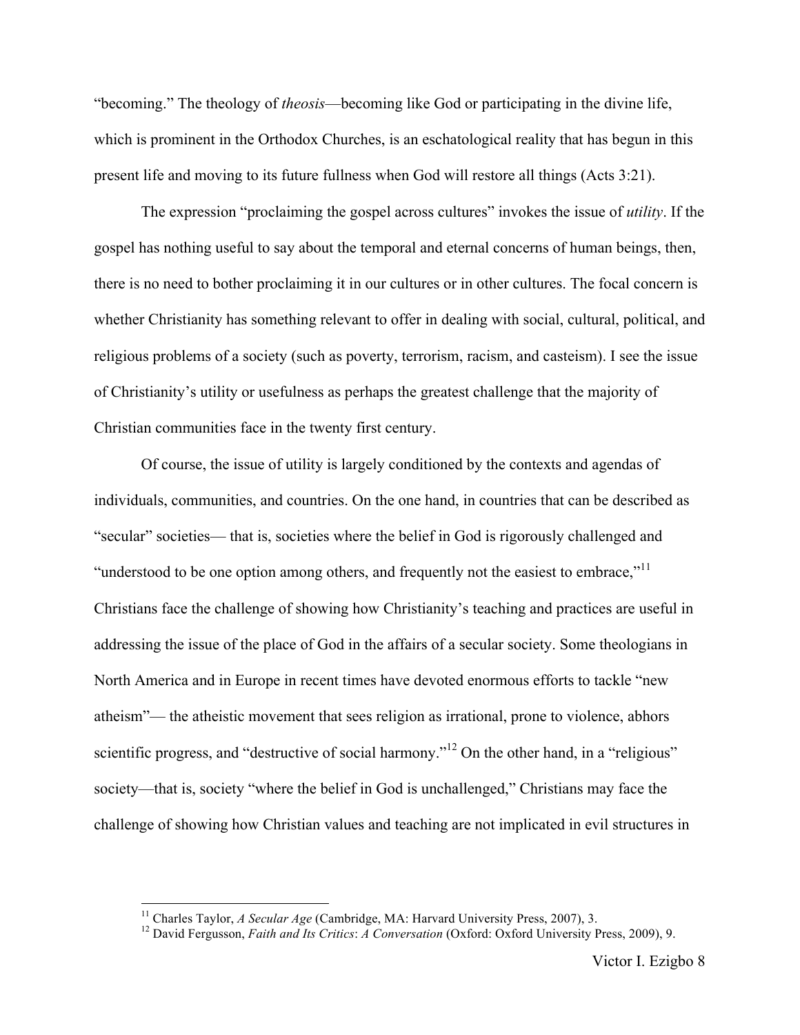"becoming." The theology of *theosis*—becoming like God or participating in the divine life, which is prominent in the Orthodox Churches, is an eschatological reality that has begun in this present life and moving to its future fullness when God will restore all things (Acts 3:21).

The expression "proclaiming the gospel across cultures" invokes the issue of *utility*. If the gospel has nothing useful to say about the temporal and eternal concerns of human beings, then, there is no need to bother proclaiming it in our cultures or in other cultures. The focal concern is whether Christianity has something relevant to offer in dealing with social, cultural, political, and religious problems of a society (such as poverty, terrorism, racism, and casteism). I see the issue of Christianity's utility or usefulness as perhaps the greatest challenge that the majority of Christian communities face in the twenty first century.

Of course, the issue of utility is largely conditioned by the contexts and agendas of individuals, communities, and countries. On the one hand, in countries that can be described as "secular" societies— that is, societies where the belief in God is rigorously challenged and "understood to be one option among others, and frequently not the easiest to embrace,"[11] Christians face the challenge of showing how Christianity's teaching and practices are useful in addressing the issue of the place of God in the affairs of a secular society. Some theologians in North America and in Europe in recent times have devoted enormous efforts to tackle "new atheism"— the atheistic movement that sees religion as irrational, prone to violence, abhors scientific progress, and "destructive of social harmony."[12] On the other hand, in a "religious" society—that is, society "where the belief in God is unchallenged," Christians may face the challenge of showing how Christian values and teaching are not implicated in evil structures in

[11] Charles Taylor, *A Secular Age* (Cambridge, MA: Harvard University Press, 2007), 3.

[12] David Fergusson, *Faith and Its Critics*: *A Conversation* (Oxford: Oxford University Press, 2009), 9.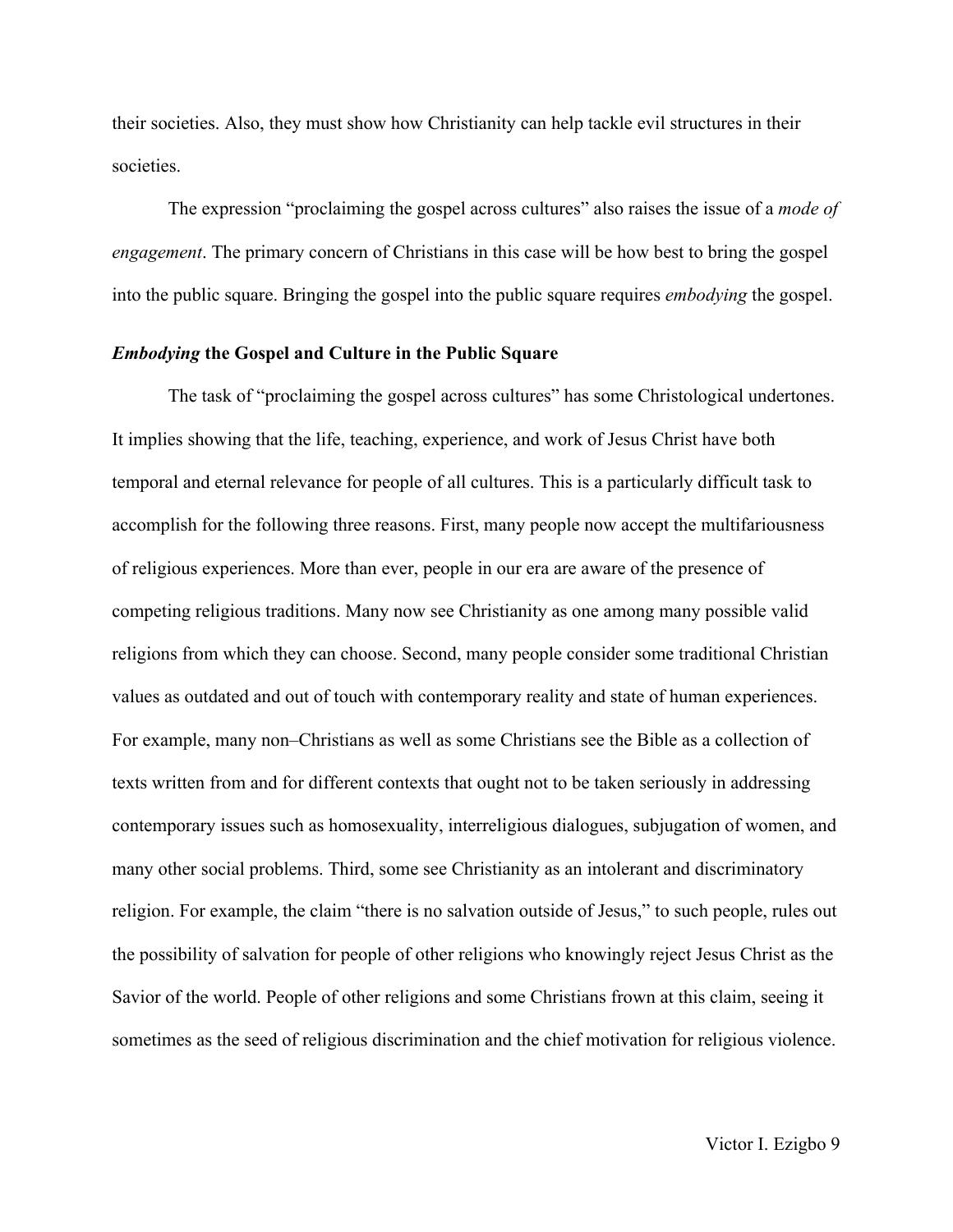their societies. Also, they must show how Christianity can help tackle evil structures in their societies.

The expression "proclaiming the gospel across cultures" also raises the issue of a *mode of engagement*. The primary concern of Christians in this case will be how best to bring the gospel into the public square. Bringing the gospel into the public square requires *embodying* the gospel.

### ***Embodying* the Gospel and Culture in the Public Square**

The task of "proclaiming the gospel across cultures" has some Christological undertones. It implies showing that the life, teaching, experience, and work of Jesus Christ have both temporal and eternal relevance for people of all cultures. This is a particularly difficult task to accomplish for the following three reasons. First, many people now accept the multifariousness of religious experiences. More than ever, people in our era are aware of the presence of competing religious traditions. Many now see Christianity as one among many possible valid religions from which they can choose. Second, many people consider some traditional Christian values as outdated and out of touch with contemporary reality and state of human experiences. For example, many non–Christians as well as some Christians see the Bible as a collection of texts written from and for different contexts that ought not to be taken seriously in addressing contemporary issues such as homosexuality, interreligious dialogues, subjugation of women, and many other social problems. Third, some see Christianity as an intolerant and discriminatory religion. For example, the claim "there is no salvation outside of Jesus," to such people, rules out the possibility of salvation for people of other religions who knowingly reject Jesus Christ as the Savior of the world. People of other religions and some Christians frown at this claim, seeing it sometimes as the seed of religious discrimination and the chief motivation for religious violence.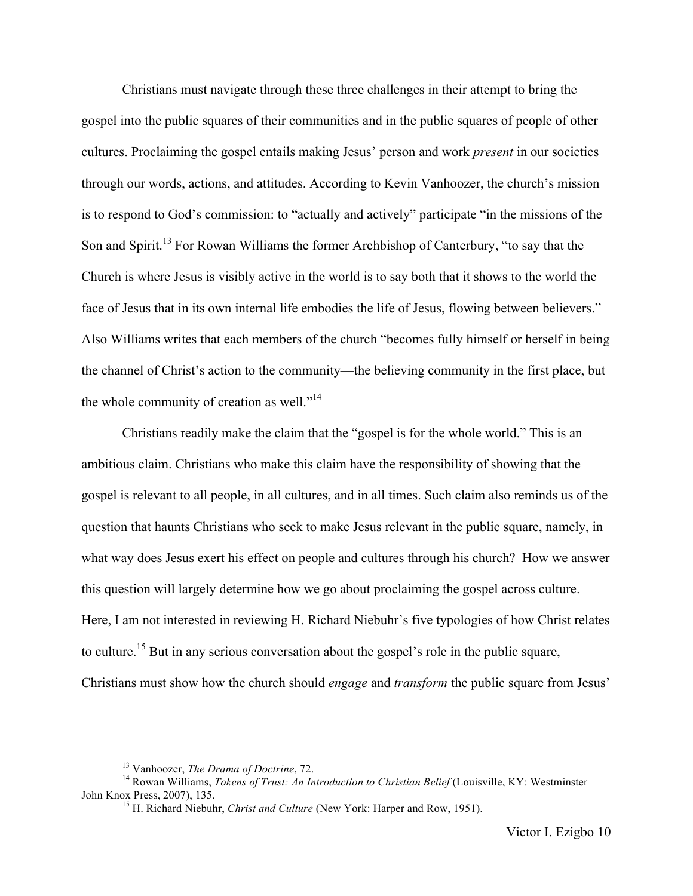Christians must navigate through these three challenges in their attempt to bring the gospel into the public squares of their communities and in the public squares of people of other cultures. Proclaiming the gospel entails making Jesus' person and work *present* in our societies through our words, actions, and attitudes. According to Kevin Vanhoozer, the church's mission is to respond to God's commission: to "actually and actively" participate "in the missions of the Son and Spirit.[13] For Rowan Williams the former Archbishop of Canterbury, "to say that the Church is where Jesus is visibly active in the world is to say both that it shows to the world the face of Jesus that in its own internal life embodies the life of Jesus, flowing between believers." Also Williams writes that each members of the church "becomes fully himself or herself in being the channel of Christ's action to the community—the believing community in the first place, but the whole community of creation as well."[14]

Christians readily make the claim that the "gospel is for the whole world." This is an ambitious claim. Christians who make this claim have the responsibility of showing that the gospel is relevant to all people, in all cultures, and in all times. Such claim also reminds us of the question that haunts Christians who seek to make Jesus relevant in the public square, namely, in what way does Jesus exert his effect on people and cultures through his church? How we answer this question will largely determine how we go about proclaiming the gospel across culture. Here, I am not interested in reviewing H. Richard Niebuhr's five typologies of how Christ relates to culture.[15] But in any serious conversation about the gospel's role in the public square, Christians must show how the church should *engage* and *transform* the public square from Jesus'

---

[13] Vanhoozer, *The Drama of Doctrine*, 72.

[14] Rowan Williams, *Tokens of Trust: An Introduction to Christian Belief* (Louisville, KY: Westminster John Knox Press, 2007), 135.

[15] H. Richard Niebuhr, *Christ and Culture* (New York: Harper and Row, 1951).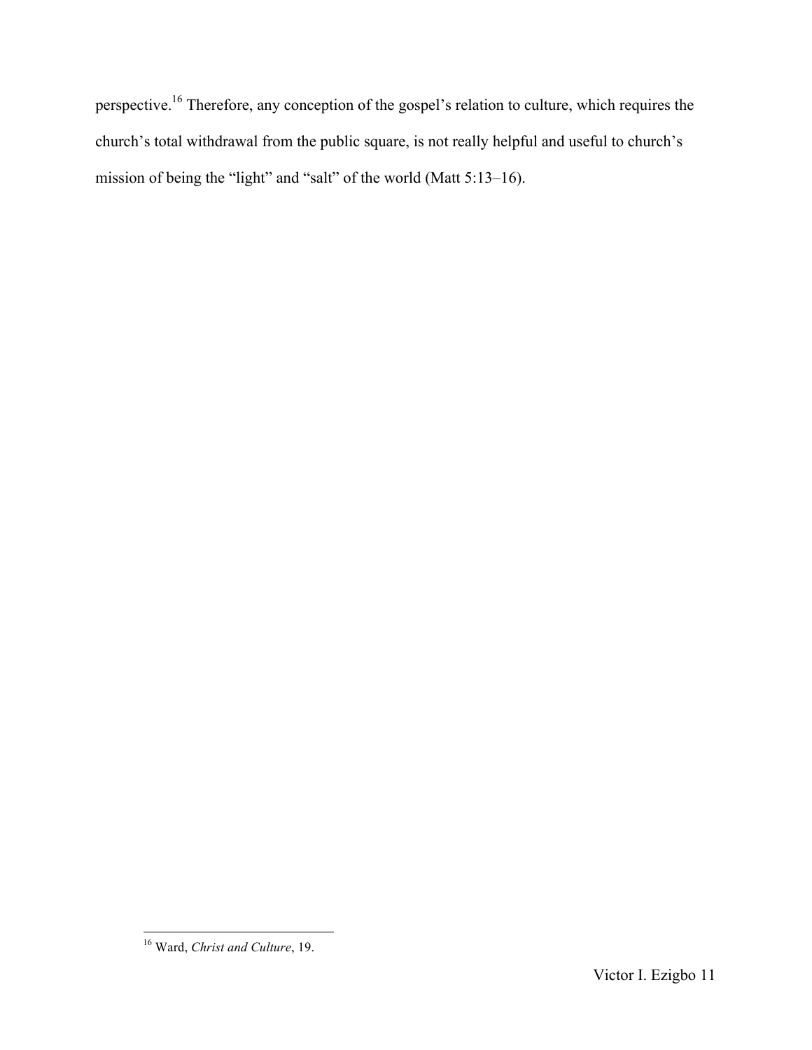perspective.[16] Therefore, any conception of the gospel's relation to culture, which requires the church's total withdrawal from the public square, is not really helpful and useful to church's mission of being the "light" and "salt" of the world (Matt 5:13–16).

[16] Ward, *Christ and Culture*, 19.